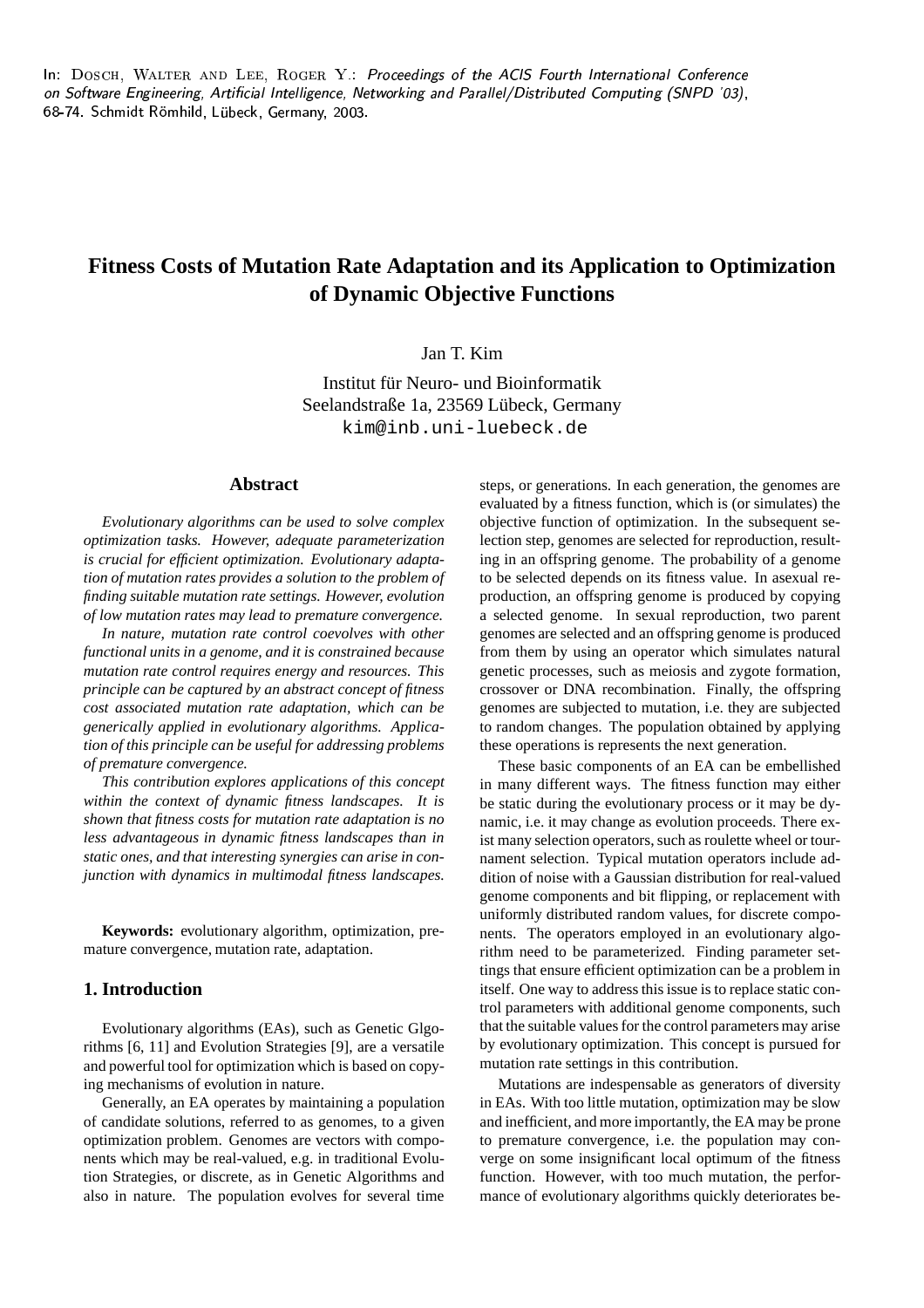In: Dosch, Walter and Lee, Roger Y.: *Proceedings of the ACIS Fourth International Conference on Software Engineering, Artificial Intelligence, Networking and Parallel/Distributed Computing (SNPD '03)*, 68-74. Schmidt Römhild, Lübeck, Germany, 2003.

# Fitness Costs of Mutation Rate Adaptation and its Application to Optimization of Dynamic Objective Functions

Jan T. Kim

Institut für Neuro- und Bioinformatik
Seelandstraße 1a, 23569 Lübeck, Germany
kim@inb.uni-luebeck.de

## Abstract

*Evolutionary algorithms can be used to solve complex optimization tasks. However, adequate parameterization is crucial for efficient optimization. Evolutionary adaptation of mutation rates provides a solution to the problem of finding suitable mutation rate settings. However, evolution of low mutation rates may lead to premature convergence.*

*In nature, mutation rate control coevolves with other functional units in a genome, and it is constrained because mutation rate control requires energy and resources. This principle can be captured by an abstract concept of fitness cost associated mutation rate adaptation, which can be generically applied in evolutionary algorithms. Application of this principle can be useful for addressing problems of premature convergence.*

*This contribution explores applications of this concept within the context of dynamic fitness landscapes. It is shown that fitness costs for mutation rate adaptation is no less advantageous in dynamic fitness landscapes than in static ones, and that interesting synergies can arise in conjunction with dynamics in multimodal fitness landscapes.*

**Keywords:** evolutionary algorithm, optimization, premature convergence, mutation rate, adaptation.

## 1. Introduction

Evolutionary algorithms (EAs), such as Genetic Glgorithms [6, 11] and Evolution Strategies [9], are a versatile and powerful tool for optimization which is based on copying mechanisms of evolution in nature.

Generally, an EA operates by maintaining a population of candidate solutions, referred to as genomes, to a given optimization problem. Genomes are vectors with components which may be real-valued, e.g. in traditional Evolution Strategies, or discrete, as in Genetic Algorithms and also in nature. The population evolves for several time steps, or generations. In each generation, the genomes are evaluated by a fitness function, which is (or simulates) the objective function of optimization. In the subsequent selection step, genomes are selected for reproduction, resulting in an offspring genome. The probability of a genome to be selected depends on its fitness value. In asexual reproduction, an offspring genome is produced by copying a selected genome. In sexual reproduction, two parent genomes are selected and an offspring genome is produced from them by using an operator which simulates natural genetic processes, such as meiosis and zygote formation, crossover or DNA recombination. Finally, the offspring genomes are subjected to mutation, i.e. they are subjected to random changes. The population obtained by applying these operations is represents the next generation.

These basic components of an EA can be embellished in many different ways. The fitness function may either be static during the evolutionary process or it may be dynamic, i.e. it may change as evolution proceeds. There exist many selection operators, such as roulette wheel or tournament selection. Typical mutation operators include addition of noise with a Gaussian distribution for real-valued genome components and bit flipping, or replacement with uniformly distributed random values, for discrete components. The operators employed in an evolutionary algorithm need to be parameterized. Finding parameter settings that ensure efficient optimization can be a problem in itself. One way to address this issue is to replace static control parameters with additional genome components, such that the suitable values for the control parameters may arise by evolutionary optimization. This concept is pursued for mutation rate settings in this contribution.

Mutations are indespensable as generators of diversity in EAs. With too little mutation, optimization may be slow and inefficient, and more importantly, the EA may be prone to premature convergence, i.e. the population may converge on some insignificant local optimum of the fitness function. However, with too much mutation, the performance of evolutionary algorithms quickly deteriorates be-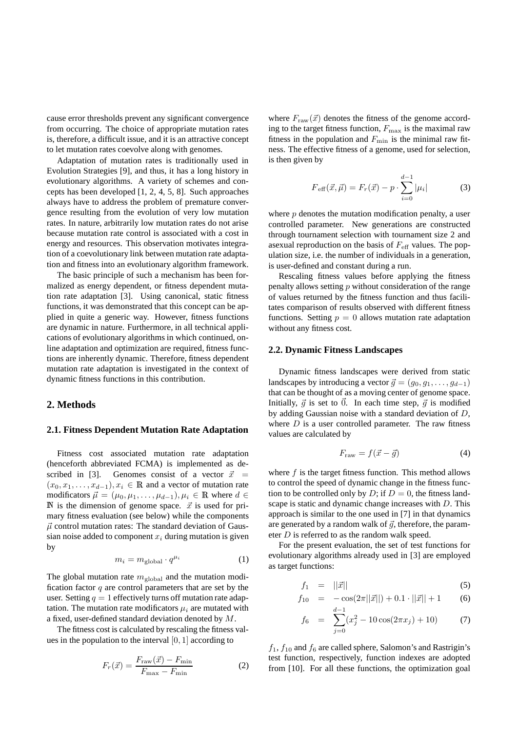cause error thresholds prevent any significant convergence from occurring. The choice of appropriate mutation rates is, therefore, a difficult issue, and it is an attractive concept to let mutation rates coevolve along with genomes.

Adaptation of mutation rates is traditionally used in Evolution Strategies [9], and thus, it has a long history in evolutionary algorithms. A variety of schemes and concepts has been developed [1, 2, 4, 5, 8]. Such approaches always have to address the problem of premature convergence resulting from the evolution of very low mutation rates. In nature, arbitrarily low mutation rates do not arise because mutation rate control is associated with a cost in energy and resources. This observation motivates integration of a coevolutionary link between mutation rate adaptation and fitness into an evolutionary algorithm framework.

The basic principle of such a mechanism has been formalized as energy dependent, or fitness dependent mutation rate adaptation [3]. Using canonical, static fitness functions, it was demonstrated that this concept can be applied in quite a generic way. However, fitness functions are dynamic in nature. Furthermore, in all technical applications of evolutionary algorithms in which continued, online adaptation and optimization are required, fitness functions are inherently dynamic. Therefore, fitness dependent mutation rate adaptation is investigated in the context of dynamic fitness functions in this contribution.

## 2. Methods

### 2.1. Fitness Dependent Mutation Rate Adaptation

Fitness cost associated mutation rate adaptation (henceforth abbreviated FCMA) is implemented as described in [3]. Genomes consist of a vector $\vec{x} = (x_0, x_1, \ldots, x_{d-1}), x_i \in \mathbb{R}$ and a vector of mutation rate modificators $\vec{\mu} = (\mu_0, \mu_1, \ldots, \mu_{d-1}), \mu_i \in \mathbb{R}$ where $d \in \mathbb{N}$ is the dimension of genome space. $\vec{x}$ is used for primary fitness evaluation (see below) while the components $\vec{\mu}$ control mutation rates: The standard deviation of Gaussian noise added to component $x_i$ during mutation is given by

$$m_i = m_{\text{global}} \cdot q^{\mu_i} \tag{1}$$

The global mutation rate $m_{\text{global}}$ and the mutation modification factor $q$ are control parameters that are set by the user. Setting $q = 1$ effectively turns off mutation rate adaptation. The mutation rate modificators $\mu_i$ are mutated with a fixed, user-defined standard deviation denoted by $M$.

The fitness cost is calculated by rescaling the fitness values in the population to the interval $[0, 1]$ according to

$$F_r(\vec{x}) = \frac{F_{\text{raw}}(\vec{x}) - F_{\min}}{F_{\max} - F_{\min}} \tag{2}$$

where $F_{\text{raw}}(\vec{x})$ denotes the fitness of the genome according to the target fitness function, $F_{\max}$ is the maximal raw fitness in the population and $F_{\min}$ is the minimal raw fitness. The effective fitness of a genome, used for selection, is then given by

$$F_{\text{eff}}(\vec{x}, \vec{\mu}) = F_r(\vec{x}) - p \cdot \sum_{i=0}^{d-1} |\mu_i| \tag{3}$$

where $p$ denotes the mutation modification penalty, a user controlled parameter. New generations are constructed through tournament selection with tournament size 2 and asexual reproduction on the basis of $F_{\text{eff}}$ values. The population size, i.e. the number of individuals in a generation, is user-defined and constant during a run.

Rescaling fitness values before applying the fitness penalty allows setting $p$ without consideration of the range of values returned by the fitness function and thus facilitates comparison of results observed with different fitness functions. Setting $p = 0$ allows mutation rate adaptation without any fitness cost.

### 2.2. Dynamic Fitness Landscapes

Dynamic fitness landscapes were derived from static landscapes by introducing a vector $\vec{g} = (g_0, g_1, \ldots, g_{d-1})$ that can be thought of as a moving center of genome space. Initially, $\vec{g}$ is set to $\vec{0}$. In each time step, $\vec{g}$ is modified by adding Gaussian noise with a standard deviation of $D$, where $D$ is a user controlled parameter. The raw fitness values are calculated by

$$F_{\text{raw}} = f(\vec{x} - \vec{g}) \tag{4}$$

where $f$ is the target fitness function. This method allows to control the speed of dynamic change in the fitness function to be controlled only by $D$; if $D = 0$, the fitness landscape is static and dynamic change increases with $D$. This approach is similar to the one used in [7] in that dynamics are generated by a random walk of $\vec{g}$, therefore, the parameter $D$ is referred to as the random walk speed.

For the present evaluation, the set of test functions for evolutionary algorithms already used in [3] are employed as target functions:

$$f_1 = ||\vec{x}|| \tag{5}$$

$$f_{10} = -\cos(2\pi||\vec{x}||) + 0.1 \cdot ||\vec{x}|| + 1 \tag{6}$$

$$f_6 = \sum_{j=0}^{d-1}(x_j^2 - 10\cos(2\pi x_j) + 10) \tag{7}$$

$f_1$, $f_{10}$ and $f_6$ are called sphere, Salomon's and Rastrigin's test function, respectively, function indexes are adopted from [10]. For all these functions, the optimization goal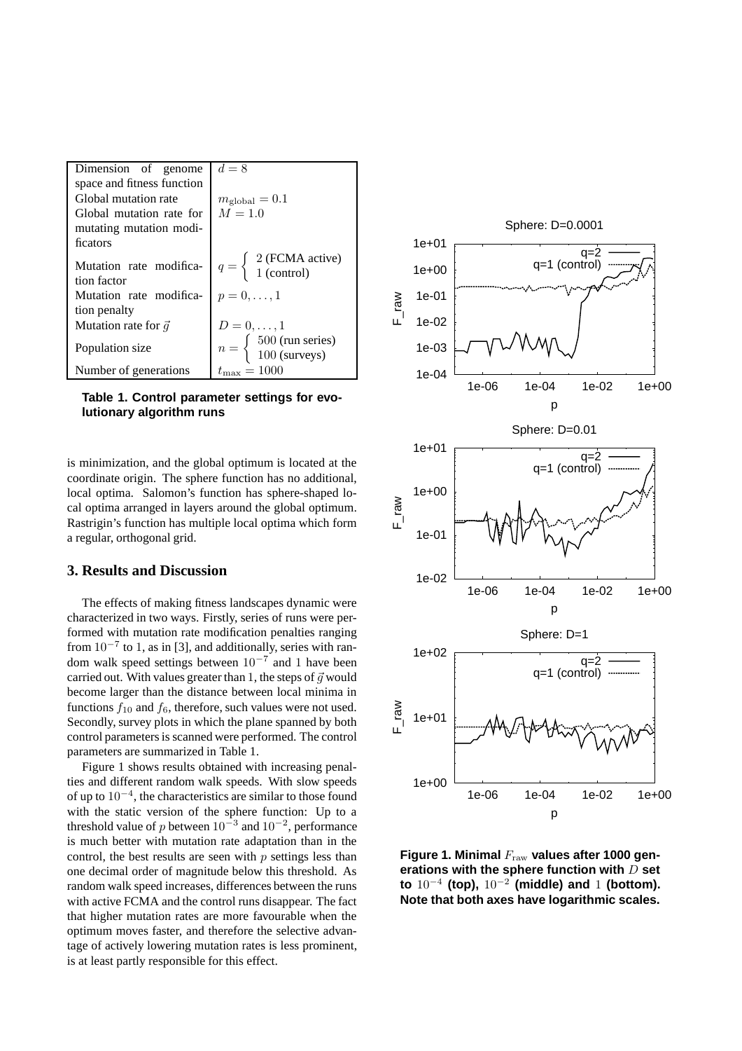| | |
|---|---|
| Dimension of genome space and fitness function | $d = 8$ |
| Global mutation rate | $m_{\mathrm{global}} = 0.1$ |
| Global mutation rate for mutating mutation modificators | $M = 1.0$ |
| Mutation rate modification factor | $q = \begin{cases} 2 \text{ (FCMA active)} \\ 1 \text{ (control)} \end{cases}$ |
| Mutation rate modification penalty | $p = 0, \ldots, 1$ |
| Mutation rate for $\vec{g}$ | $D = 0, \ldots, 1$ |
| Population size | $n = \begin{cases} 500 \text{ (run series)} \\ 100 \text{ (surveys)} \end{cases}$ |
| Number of generations | $t_{\max} = 1000$ |

**Table 1. Control parameter settings for evolutionary algorithm runs**

is minimization, and the global optimum is located at the coordinate origin. The sphere function has no additional, local optima. Salomon's function has sphere-shaped local optima arranged in layers around the global optimum. Rastrigin's function has multiple local optima which form a regular, orthogonal grid.

## 3. Results and Discussion

The effects of making fitness landscapes dynamic were characterized in two ways. Firstly, series of runs were performed with mutation rate modification penalties ranging from $10^{-7}$ to 1, as in [3], and additionally, series with random walk speed settings between $10^{-7}$ and 1 have been carried out. With values greater than 1, the steps of $\vec{g}$ would become larger than the distance between local minima in functions $f_{10}$ and $f_6$, therefore, such values were not used. Secondly, survey plots in which the plane spanned by both control parameters is scanned were performed. The control parameters are summarized in Table 1.

Figure 1 shows results obtained with increasing penalties and different random walk speeds. With slow speeds of up to $10^{-4}$, the characteristics are similar to those found with the static version of the sphere function: Up to a threshold value of $p$ between $10^{-3}$ and $10^{-2}$, performance is much better with mutation rate adaptation than in the control, the best results are seen with $p$ settings less than one decimal order of magnitude below this threshold. As random walk speed increases, differences between the runs with active FCMA and the control runs disappear. The fact that higher mutation rates are more favourable when the optimum moves faster, and therefore the selective advantage of actively lowering mutation rates is less prominent, is at least partly responsible for this effect.

**Figure 1. Minimal $F_{\mathrm{raw}}$ values after 1000 generations with the sphere function with $D$ set to $10^{-4}$ (top), $10^{-2}$ (middle) and $1$ (bottom). Note that both axes have logarithmic scales.**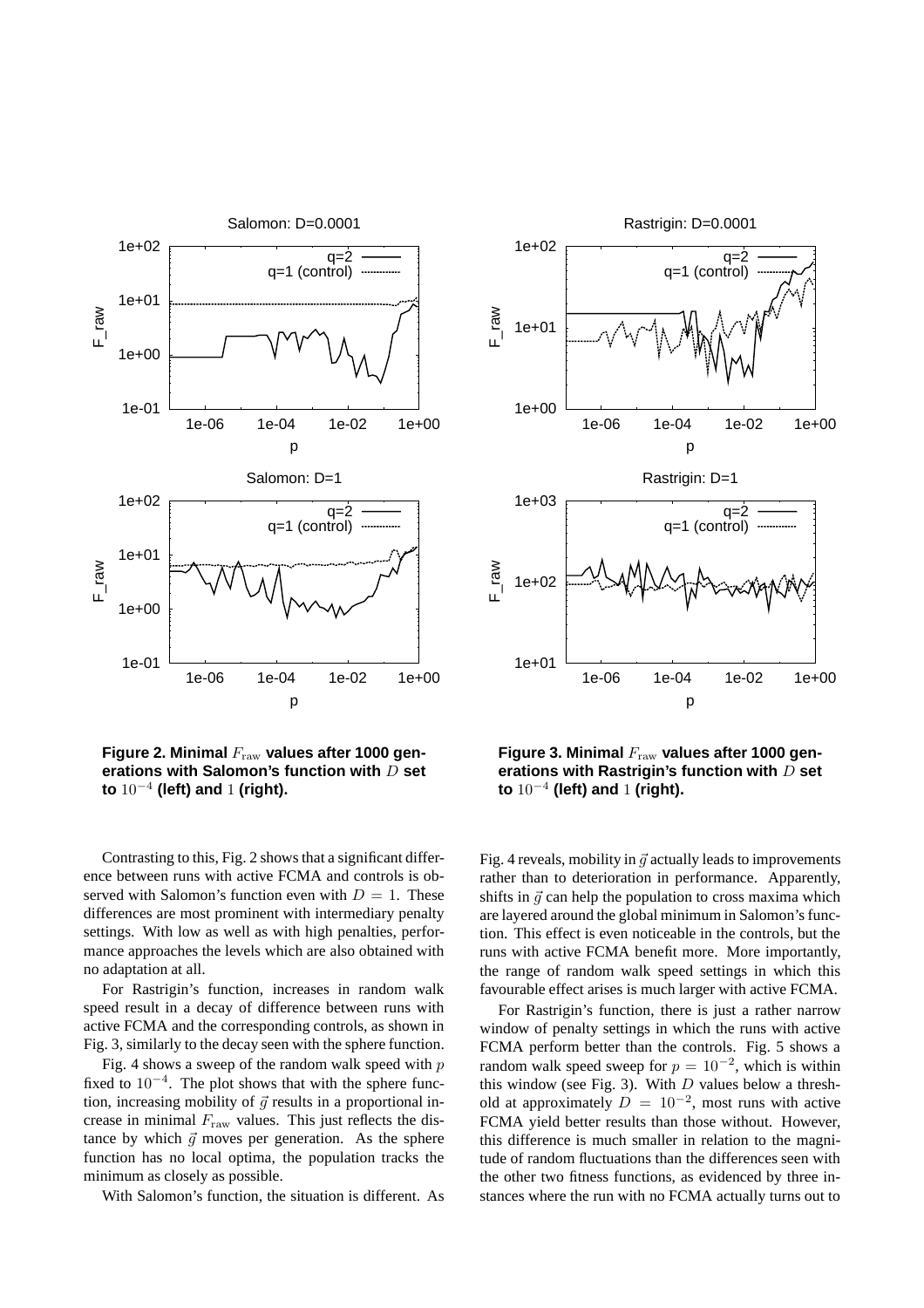**Figure 2. Minimal $F_{\rm raw}$ values after 1000 generations with Salomon's function with $D$ set to $10^{-4}$ (left) and $1$ (right).**

**Figure 3. Minimal $F_{\rm raw}$ values after 1000 generations with Rastrigin's function with $D$ set to $10^{-4}$ (left) and $1$ (right).**

Contrasting to this, Fig. 2 shows that a significant difference between runs with active FCMA and controls is observed with Salomon's function even with $D = 1$. These differences are most prominent with intermediary penalty settings. With low as well as with high penalties, performance approaches the levels which are also obtained with no adaptation at all.

For Rastrigin's function, increases in random walk speed result in a decay of difference between runs with active FCMA and the corresponding controls, as shown in Fig. 3, similarly to the decay seen with the sphere function.

Fig. 4 shows a sweep of the random walk speed with $p$ fixed to $10^{-4}$. The plot shows that with the sphere function, increasing mobility of $\vec{g}$ results in a proportional increase in minimal $F_{\rm raw}$ values. This just reflects the distance by which $\vec{g}$ moves per generation. As the sphere function has no local optima, the population tracks the minimum as closely as possible.

With Salomon's function, the situation is different. As Fig. 4 reveals, mobility in $\vec{g}$ actually leads to improvements rather than to deterioration in performance. Apparently, shifts in $\vec{g}$ can help the population to cross maxima which are layered around the global minimum in Salomon's function. This effect is even noticeable in the controls, but the runs with active FCMA benefit more. More importantly, the range of random walk speed settings in which this favourable effect arises is much larger with active FCMA.

For Rastrigin's function, there is just a rather narrow window of penalty settings in which the runs with active FCMA perform better than the controls. Fig. 5 shows a random walk speed sweep for $p = 10^{-2}$, which is within this window (see Fig. 3). With $D$ values below a threshold at approximately $D = 10^{-2}$, most runs with active FCMA yield better results than those without. However, this difference is much smaller in relation to the magnitude of random fluctuations than the differences seen with the other two fitness functions, as evidenced by three instances where the run with no FCMA actually turns out to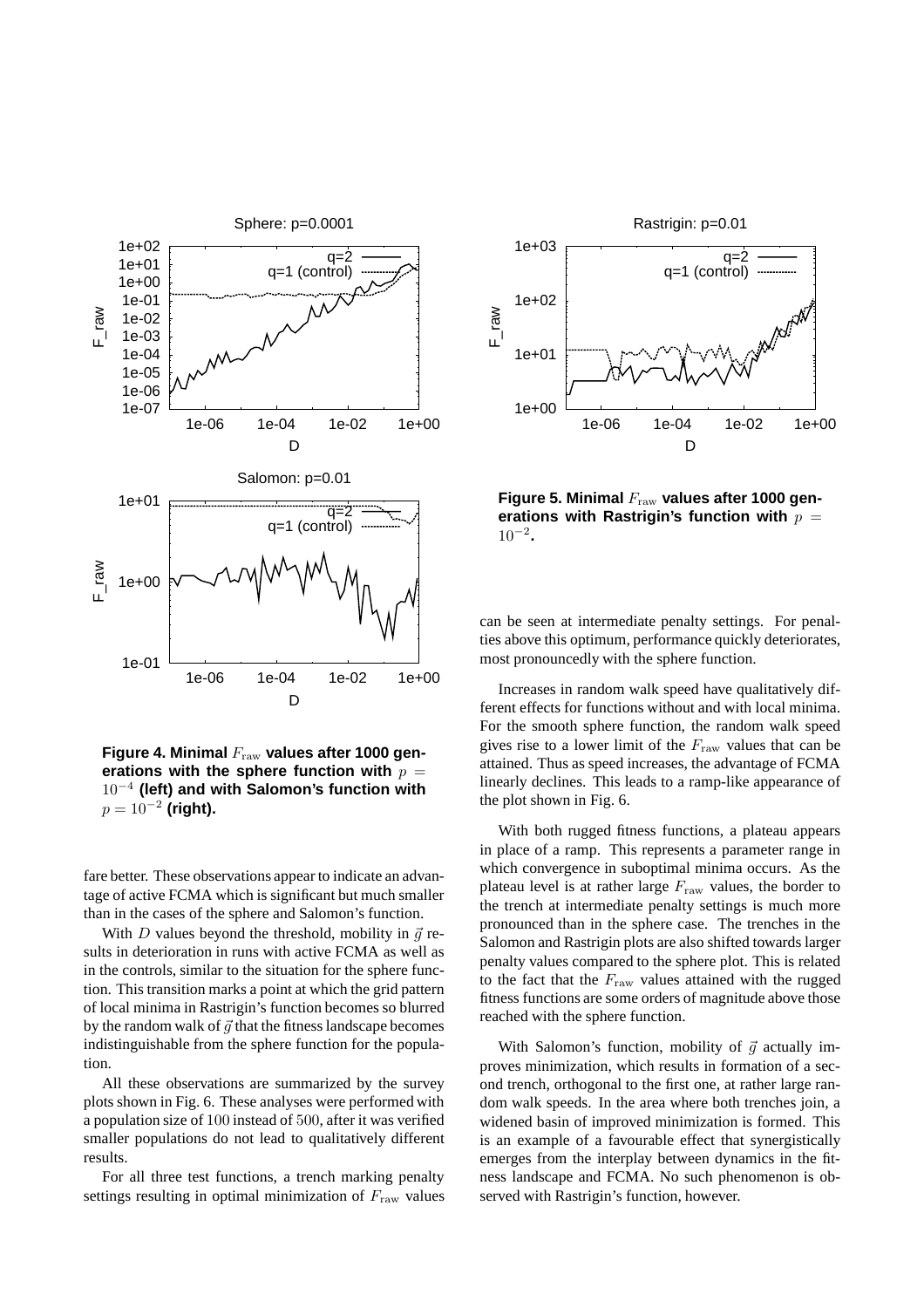**Figure 4. Minimal $F_{\rm raw}$ values after 1000 generations with the sphere function with $p = 10^{-4}$ (left) and with Salomon's function with $p = 10^{-2}$ (right).**

**Figure 5. Minimal $F_{\rm raw}$ values after 1000 generations with Rastrigin's function with $p = 10^{-2}$.**

fare better. These observations appear to indicate an advantage of active FCMA which is significant but much smaller than in the cases of the sphere and Salomon's function.

With $D$ values beyond the threshold, mobility in $\vec{g}$ results in deterioration in runs with active FCMA as well as in the controls, similar to the situation for the sphere function. This transition marks a point at which the grid pattern of local minima in Rastrigin's function becomes so blurred by the random walk of $\vec{g}$ that the fitness landscape becomes indistinguishable from the sphere function for the population.

All these observations are summarized by the survey plots shown in Fig. 6. These analyses were performed with a population size of $100$ instead of $500$, after it was verified smaller populations do not lead to qualitatively different results.

For all three test functions, a trench marking penalty settings resulting in optimal minimization of $F_{\rm raw}$ values can be seen at intermediate penalty settings. For penalties above this optimum, performance quickly deteriorates, most pronouncedly with the sphere function.

Increases in random walk speed have qualitatively different effects for functions without and with local minima. For the smooth sphere function, the random walk speed gives rise to a lower limit of the $F_{\rm raw}$ values that can be attained. Thus as speed increases, the advantage of FCMA linearly declines. This leads to a ramp-like appearance of the plot shown in Fig. 6.

With both rugged fitness functions, a plateau appears in place of a ramp. This represents a parameter range in which convergence in suboptimal minima occurs. As the plateau level is at rather large $F_{\rm raw}$ values, the border to the trench at intermediate penalty settings is much more pronounced than in the sphere case. The trenches in the Salomon and Rastrigin plots are also shifted towards larger penalty values compared to the sphere plot. This is related to the fact that the $F_{\rm raw}$ values attained with the rugged fitness functions are some orders of magnitude above those reached with the sphere function.

With Salomon's function, mobility of $\vec{g}$ actually improves minimization, which results in formation of a second trench, orthogonal to the first one, at rather large random walk speeds. In the area where both trenches join, a widened basin of improved minimization is formed. This is an example of a favourable effect that synergistically emerges from the interplay between dynamics in the fitness landscape and FCMA. No such phenomenon is observed with Rastrigin's function, however.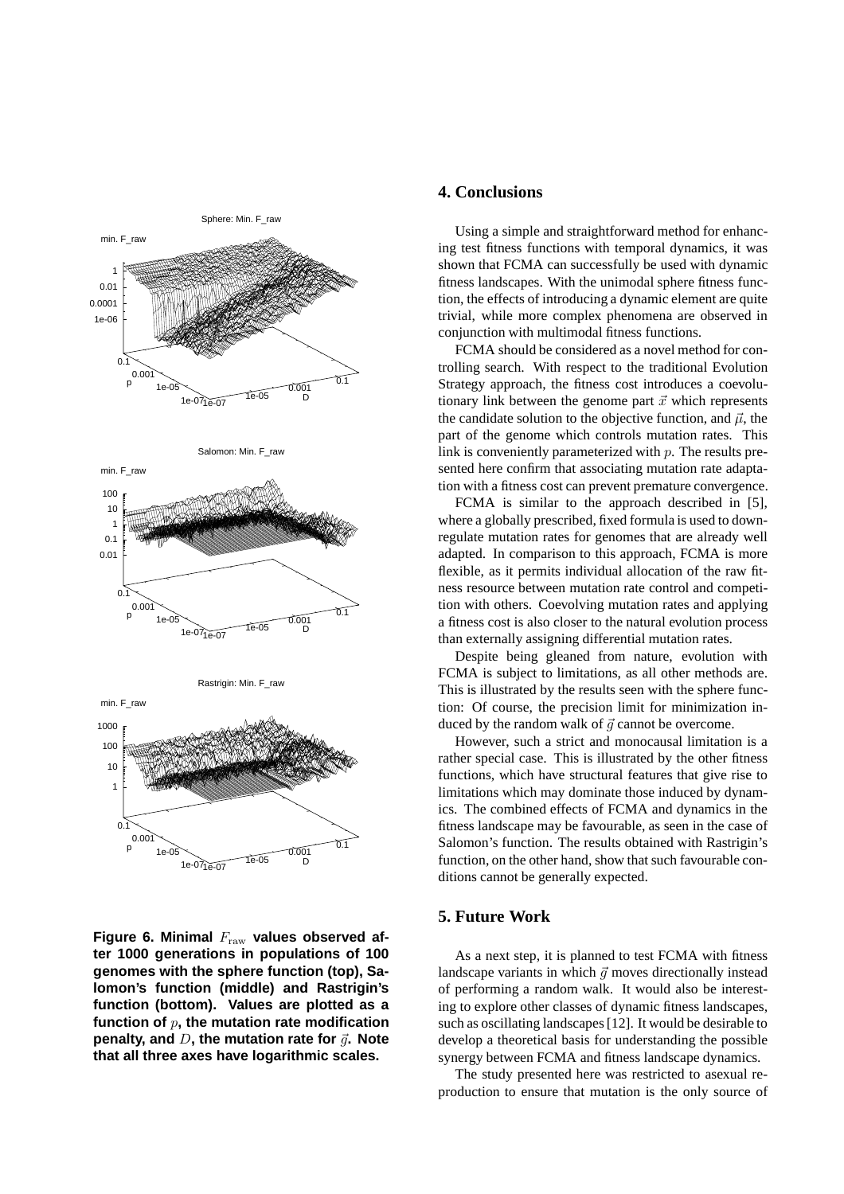Figure 6. Minimal $F_{\text{raw}}$ values observed after 1000 generations in populations of 100 genomes with the sphere function (top), Salomon's function (middle) and Rastrigin's function (bottom). Values are plotted as a function of $p$, the mutation rate modification penalty, and $D$, the mutation rate for $\vec{g}$. Note that all three axes have logarithmic scales.

## 4. Conclusions

Using a simple and straightforward method for enhancing test fitness functions with temporal dynamics, it was shown that FCMA can successfully be used with dynamic fitness landscapes. With the unimodal sphere fitness function, the effects of introducing a dynamic element are quite trivial, while more complex phenomena are observed in conjunction with multimodal fitness functions.

FCMA should be considered as a novel method for controlling search. With respect to the traditional Evolution Strategy approach, the fitness cost introduces a coevolutionary link between the genome part $\vec{x}$ which represents the candidate solution to the objective function, and $\vec{\mu}$, the part of the genome which controls mutation rates. This link is conveniently parameterized with $p$. The results presented here confirm that associating mutation rate adaptation with a fitness cost can prevent premature convergence.

FCMA is similar to the approach described in [5], where a globally prescribed, fixed formula is used to down-regulate mutation rates for genomes that are already well adapted. In comparison to this approach, FCMA is more flexible, as it permits individual allocation of the raw fitness resource between mutation rate control and competition with others. Coevolving mutation rates and applying a fitness cost is also closer to the natural evolution process than externally assigning differential mutation rates.

Despite being gleaned from nature, evolution with FCMA is subject to limitations, as all other methods are. This is illustrated by the results seen with the sphere function: Of course, the precision limit for minimization induced by the random walk of $\vec{g}$ cannot be overcome.

However, such a strict and monocausal limitation is a rather special case. This is illustrated by the other fitness functions, which have structural features that give rise to limitations which may dominate those induced by dynamics. The combined effects of FCMA and dynamics in the fitness landscape may be favourable, as seen in the case of Salomon's function. The results obtained with Rastrigin's function, on the other hand, show that such favourable conditions cannot be generally expected.

## 5. Future Work

As a next step, it is planned to test FCMA with fitness landscape variants in which $\vec{g}$ moves directionally instead of performing a random walk. It would also be interesting to explore other classes of dynamic fitness landscapes, such as oscillating landscapes [12]. It would be desirable to develop a theoretical basis for understanding the possible synergy between FCMA and fitness landscape dynamics.

The study presented here was restricted to asexual reproduction to ensure that mutation is the only source of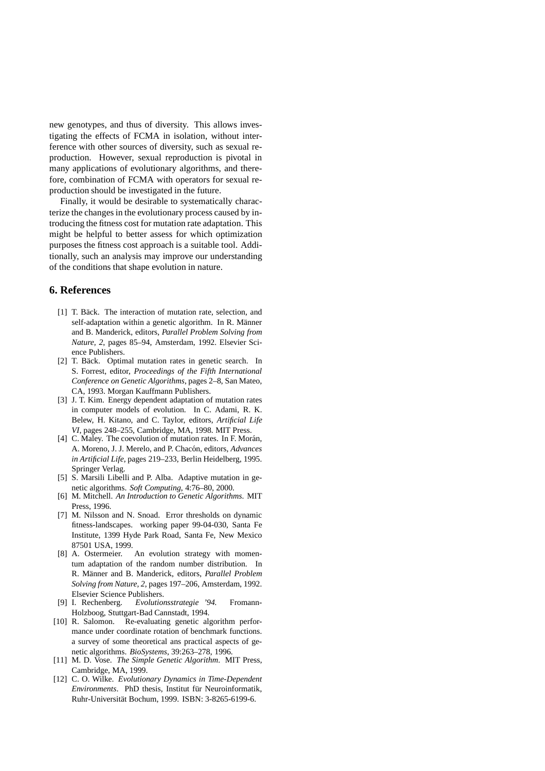new genotypes, and thus of diversity. This allows investigating the effects of FCMA in isolation, without interference with other sources of diversity, such as sexual reproduction. However, sexual reproduction is pivotal in many applications of evolutionary algorithms, and therefore, combination of FCMA with operators for sexual reproduction should be investigated in the future.

Finally, it would be desirable to systematically characterize the changes in the evolutionary process caused by introducing the fitness cost for mutation rate adaptation. This might be helpful to better assess for which optimization purposes the fitness cost approach is a suitable tool. Additionally, such an analysis may improve our understanding of the conditions that shape evolution in nature.

## 6. References

[1] T. Bäck. The interaction of mutation rate, selection, and self-adaptation within a genetic algorithm. In R. Männer and B. Manderick, editors, *Parallel Problem Solving from Nature, 2*, pages 85–94, Amsterdam, 1992. Elsevier Science Publishers.

[2] T. Bäck. Optimal mutation rates in genetic search. In S. Forrest, editor, *Proceedings of the Fifth International Conference on Genetic Algorithms*, pages 2–8, San Mateo, CA, 1993. Morgan Kauffmann Publishers.

[3] J. T. Kim. Energy dependent adaptation of mutation rates in computer models of evolution. In C. Adami, R. K. Belew, H. Kitano, and C. Taylor, editors, *Artificial Life VI*, pages 248–255, Cambridge, MA, 1998. MIT Press.

[4] C. Maley. The coevolution of mutation rates. In F. Morán, A. Moreno, J. J. Merelo, and P. Chacón, editors, *Advances in Artificial Life*, pages 219–233, Berlin Heidelberg, 1995. Springer Verlag.

[5] S. Marsili Libelli and P. Alba. Adaptive mutation in genetic algorithms. *Soft Computing*, 4:76–80, 2000.

[6] M. Mitchell. *An Introduction to Genetic Algorithms*. MIT Press, 1996.

[7] M. Nilsson and N. Snoad. Error thresholds on dynamic fitness-landscapes. working paper 99-04-030, Santa Fe Institute, 1399 Hyde Park Road, Santa Fe, New Mexico 87501 USA, 1999.

[8] A. Ostermeier. An evolution strategy with momentum adaptation of the random number distribution. In R. Männer and B. Manderick, editors, *Parallel Problem Solving from Nature, 2*, pages 197–206, Amsterdam, 1992. Elsevier Science Publishers.

[9] I. Rechenberg. *Evolutionsstrategie '94*. Fromann-Holzboog, Stuttgart-Bad Cannstadt, 1994.

[10] R. Salomon. Re-evaluating genetic algorithm performance under coordinate rotation of benchmark functions. a survey of some theoretical ans practical aspects of genetic algorithms. *BioSystems*, 39:263–278, 1996.

[11] M. D. Vose. *The Simple Genetic Algorithm*. MIT Press, Cambridge, MA, 1999.

[12] C. O. Wilke. *Evolutionary Dynamics in Time-Dependent Environments*. PhD thesis, Institut für Neuroinformatik, Ruhr-Universität Bochum, 1999. ISBN: 3-8265-6199-6.